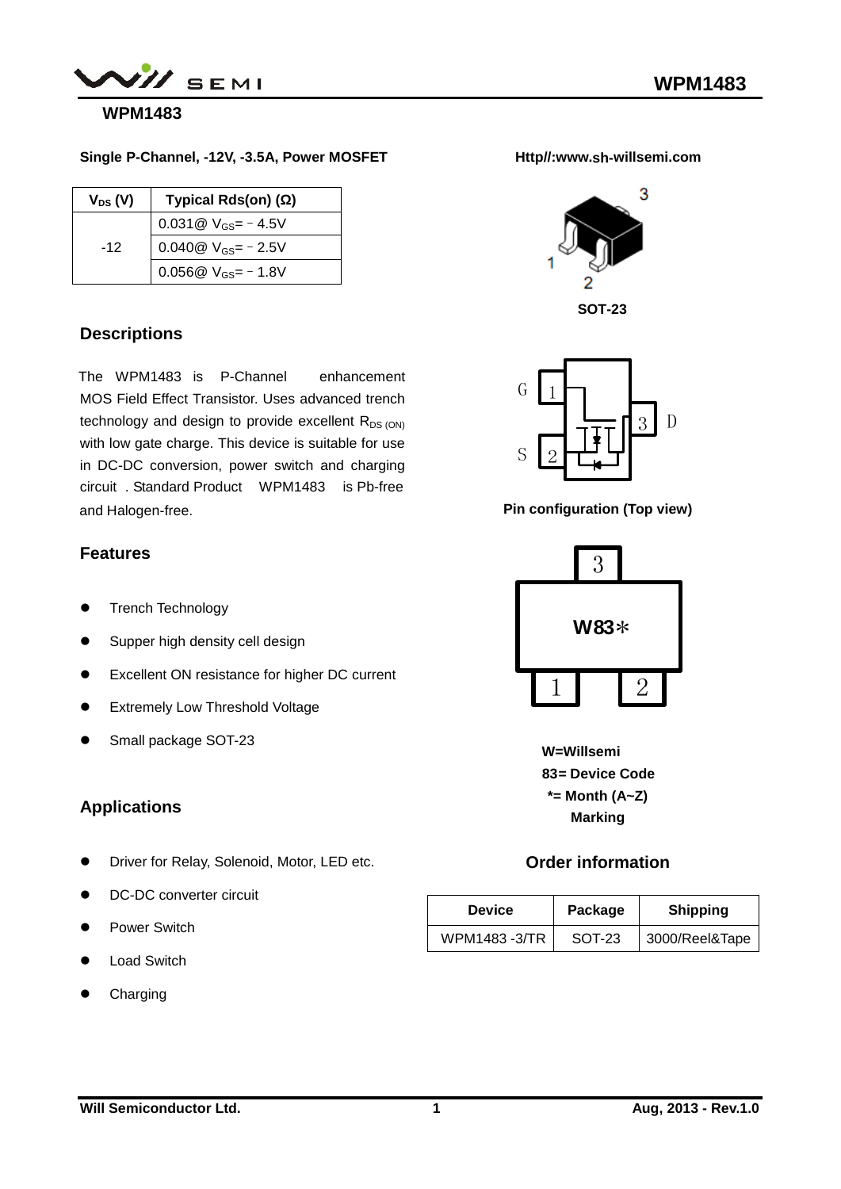# WPM1483

**Single P-Channel, -12V, -3.5A, Power MOSFET**

Http//:www.sh-willsemi.com

| $V_{DS}$ (V) | Typical Rds(on) (Ω) |
|---|---|
| -12 | 0.031@ $V_{GS}$= − 4.5V |
| | 0.040@ $V_{GS}$= − 2.5V |
| | 0.056@ $V_{GS}$= − 1.8V |

SOT-23

## Descriptions

The WPM1483 is P-Channel enhancement MOS Field Effect Transistor. Uses advanced trench technology and design to provide excellent $R_{DS\ (ON)}$ with low gate charge. This device is suitable for use in DC-DC conversion, power switch and charging circuit . Standard Product WPM1483 is Pb-free and Halogen-free.

Pin configuration (Top view)

## Features

- Trench Technology
- Supper high density cell design
- Excellent ON resistance for higher DC current
- Extremely Low Threshold Voltage
- Small package SOT-23

W83*

W=Willsemi
83= Device Code
*= Month (A~Z)
Marking

## Applications

- Driver for Relay, Solenoid, Motor, LED etc.
- DC-DC converter circuit
- Power Switch
- Load Switch
- Charging

## Order information

| Device | Package | Shipping |
|---|---|---|
| WPM1483 -3/TR | SOT-23 | 3000/Reel&Tape |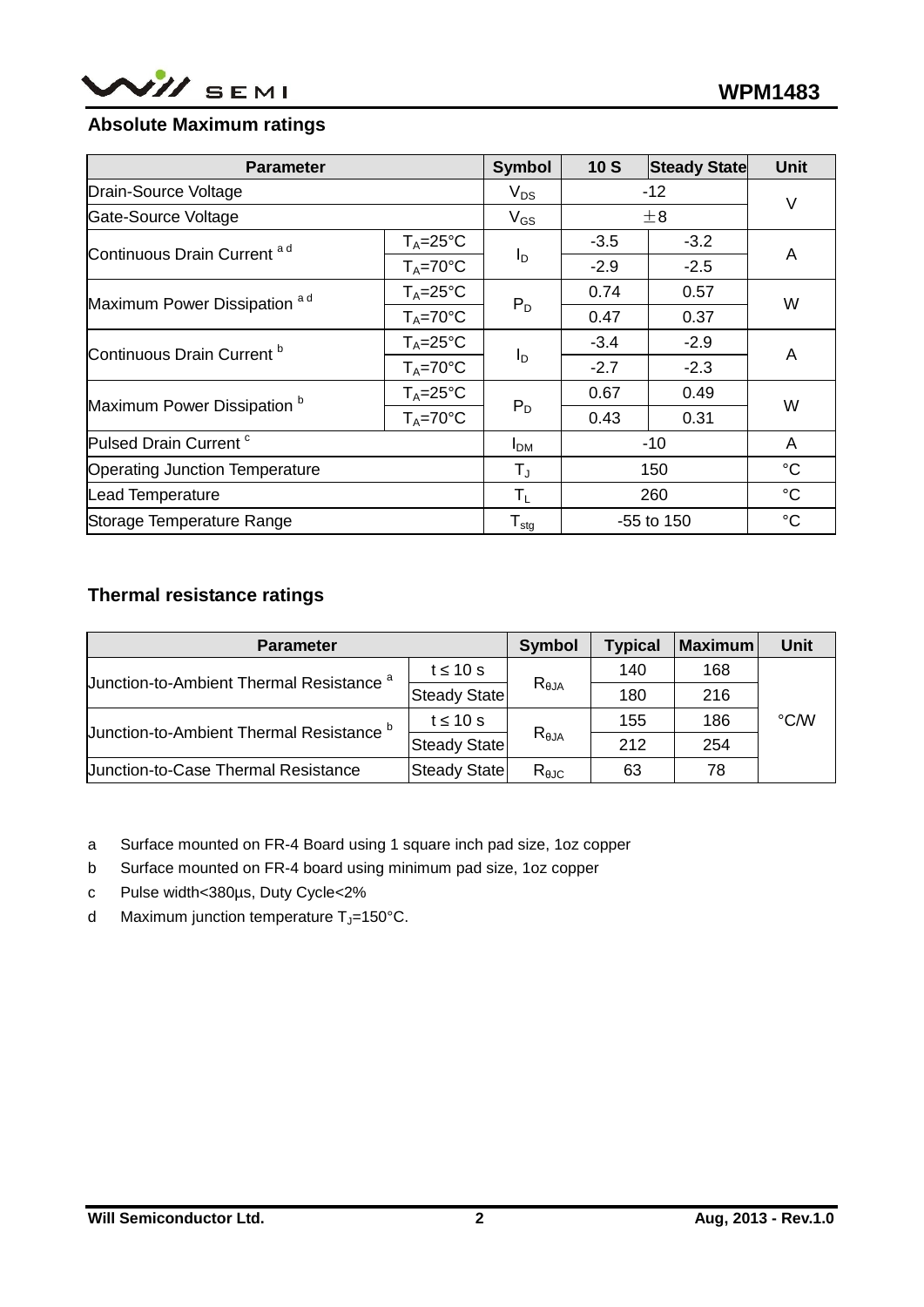## Absolute Maximum ratings

| Parameter | | Symbol | 10 S | Steady State | Unit |
|---|---|---|---|---|---|
| Drain-Source Voltage | | $V_{DS}$ | -12 | | V |
| Gate-Source Voltage | | $V_{GS}$ | ±8 | | |
| Continuous Drain Current [a d] | $T_A$=25°C | $I_D$ | -3.5 | -3.2 | A |
| | $T_A$=70°C | | -2.9 | -2.5 | |
| Maximum Power Dissipation [a d] | $T_A$=25°C | $P_D$ | 0.74 | 0.57 | W |
| | $T_A$=70°C | | 0.47 | 0.37 | |
| Continuous Drain Current [b] | $T_A$=25°C | $I_D$ | -3.4 | -2.9 | A |
| | $T_A$=70°C | | -2.7 | -2.3 | |
| Maximum Power Dissipation [b] | $T_A$=25°C | $P_D$ | 0.67 | 0.49 | W |
| | $T_A$=70°C | | 0.43 | 0.31 | |
| Pulsed Drain Current [c] | | $I_{DM}$ | -10 | | A |
| Operating Junction Temperature | | $T_J$ | 150 | | °C |
| Lead Temperature | | $T_L$ | 260 | | °C |
| Storage Temperature Range | | $T_{stg}$ | -55 to 150 | | °C |

## Thermal resistance ratings

| Parameter | | Symbol | Typical | Maximum | Unit |
|---|---|---|---|---|---|
| Junction-to-Ambient Thermal Resistance [a] | t ≤ 10 s | $R_{\theta JA}$ | 140 | 168 | °C/W |
| | Steady State | | 180 | 216 | |
| Junction-to-Ambient Thermal Resistance [b] | t ≤ 10 s | $R_{\theta JA}$ | 155 | 186 | |
| | Steady State | | 212 | 254 | |
| Junction-to-Case Thermal Resistance | Steady State | $R_{\theta JC}$ | 63 | 78 | |

a Surface mounted on FR-4 Board using 1 square inch pad size, 1oz copper

b Surface mounted on FR-4 board using minimum pad size, 1oz copper

c Pulse width<380μs, Duty Cycle<2%

d Maximum junction temperature $T_J$=150°C.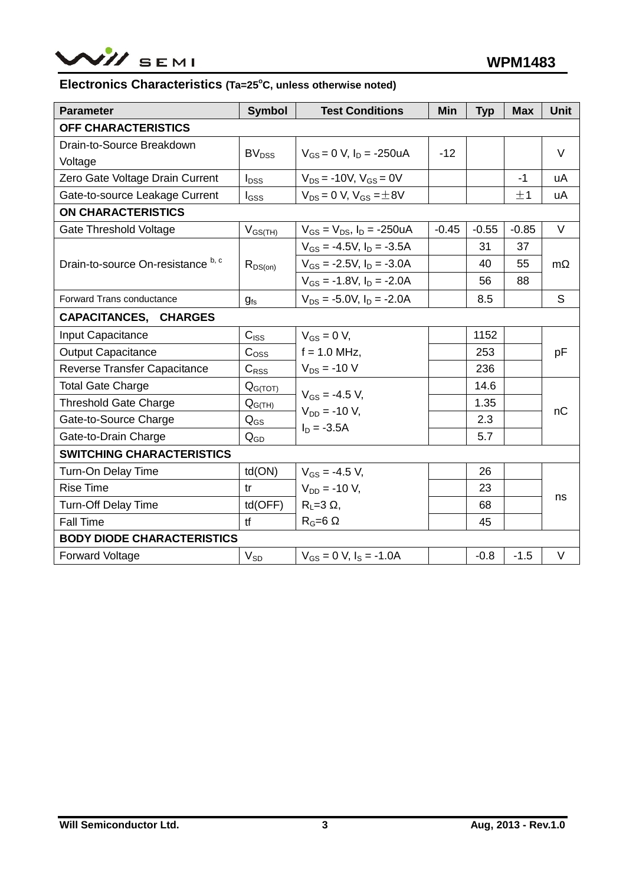## Electronics Characteristics (Ta=25°C, unless otherwise noted)

| Parameter | Symbol | Test Conditions | Min | Typ | Max | Unit |
|---|---|---|---|---|---|---|
| **OFF CHARACTERISTICS** | | | | | | |
| Drain-to-Source Breakdown Voltage | $BV_{DSS}$ | $V_{GS}$ = 0 V, $I_D$ = -250uA | -12 | | | V |
| Zero Gate Voltage Drain Current | $I_{DSS}$ | $V_{DS}$ = -10V, $V_{GS}$ = 0V | | | -1 | uA |
| Gate-to-source Leakage Current | $I_{GSS}$ | $V_{DS}$ = 0 V, $V_{GS}$ = ±8V | | | ±1 | uA |
| **ON CHARACTERISTICS** | | | | | | |
| Gate Threshold Voltage | $V_{GS(TH)}$ | $V_{GS}$ = $V_{DS}$, $I_D$ = -250uA | -0.45 | -0.55 | -0.85 | V |
| Drain-to-source On-resistance [b, c] | $R_{DS(on)}$ | $V_{GS}$ = -4.5V, $I_D$ = -3.5A | | 31 | 37 | mΩ |
| | | $V_{GS}$ = -2.5V, $I_D$ = -3.0A | | 40 | 55 | |
| | | $V_{GS}$ = -1.8V, $I_D$ = -2.0A | | 56 | 88 | |
| Forward Trans conductance | $g_{fs}$ | $V_{DS}$ = -5.0V, $I_D$ = -2.0A | | 8.5 | | S |
| **CAPACITANCES, CHARGES** | | | | | | |
| Input Capacitance | $C_{ISS}$ | $V_{GS}$ = 0 V, f = 1.0 MHz, $V_{DS}$ = -10 V | | 1152 | | pF |
| Output Capacitance | $C_{OSS}$ | | | 253 | | |
| Reverse Transfer Capacitance | $C_{RSS}$ | | | 236 | | |
| Total Gate Charge | $Q_{G(TOT)}$ | $V_{GS}$ = -4.5 V, $V_{DD}$ = -10 V, $I_D$ = -3.5A | | 14.6 | | nC |
| Threshold Gate Charge | $Q_{G(TH)}$ | | | 1.35 | | |
| Gate-to-Source Charge | $Q_{GS}$ | | | 2.3 | | |
| Gate-to-Drain Charge | $Q_{GD}$ | | | 5.7 | | |
| **SWITCHING CHARACTERISTICS** | | | | | | |
| Turn-On Delay Time | td(ON) | $V_{GS}$ = -4.5 V, $V_{DD}$ = -10 V, $R_L$=3 Ω, $R_G$=6 Ω | | 26 | | ns |
| Rise Time | tr | | | 23 | | |
| Turn-Off Delay Time | td(OFF) | | | 68 | | |
| Fall Time | tf | | | 45 | | |
| **BODY DIODE CHARACTERISTICS** | | | | | | |
| Forward Voltage | $V_{SD}$ | $V_{GS}$ = 0 V, $I_S$ = -1.0A | | -0.8 | -1.5 | V |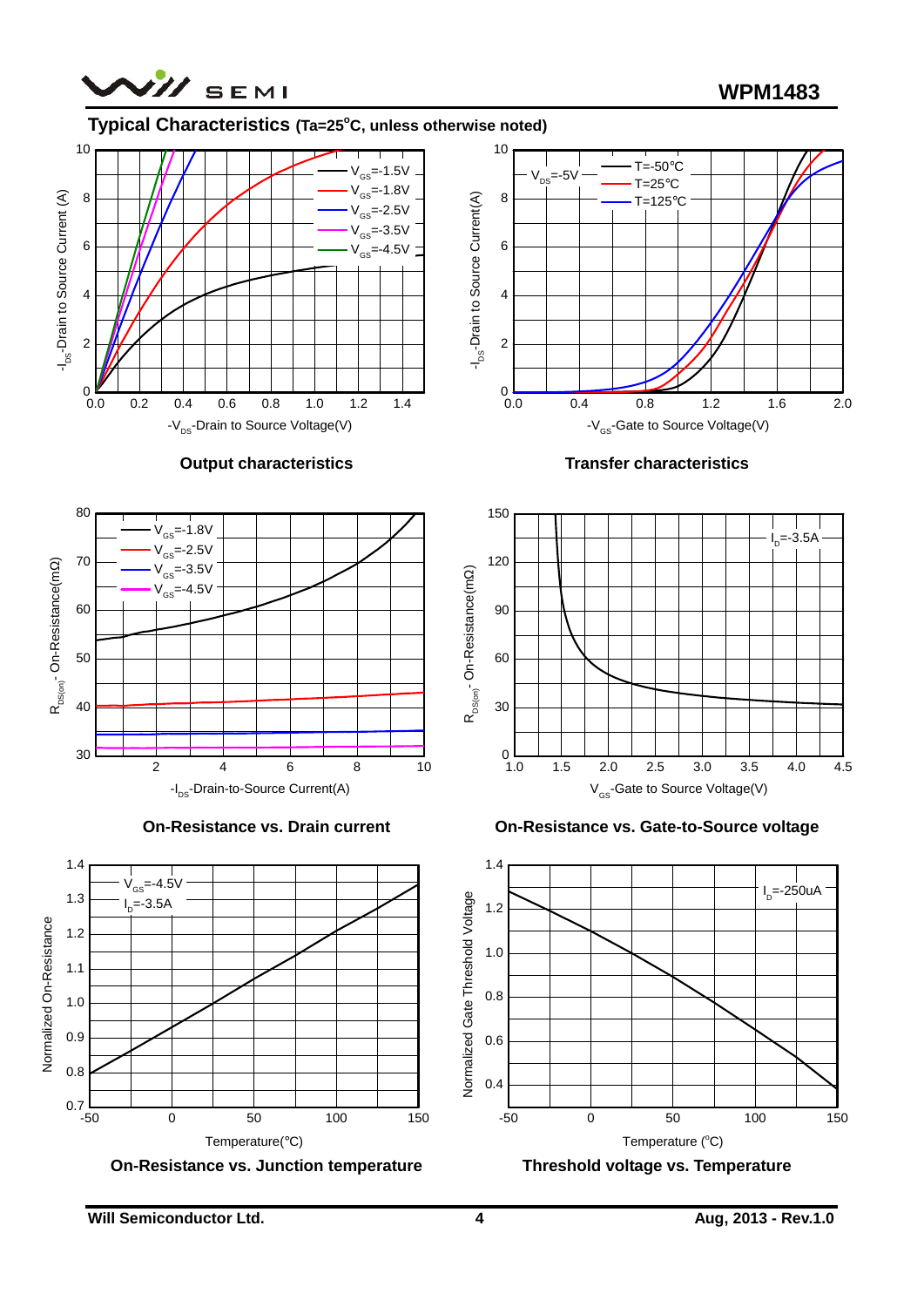## Typical Characteristics (Ta=25°C, unless otherwise noted)

$-V_{DS}$-Drain to Source Voltage(V) vs. $-I_{DS}$-Drain to Source Current (A); $V_{GS}$=-1.5V, $V_{GS}$=-1.8V, $V_{GS}$=-2.5V, $V_{GS}$=-3.5V, $V_{GS}$=-4.5V

**Output characteristics**

$-V_{GS}$-Gate to Source Voltage(V) vs. $-I_{DS}$-Drain to Source Current(A); $V_{DS}$=-5V; T=-50°C, T=25°C, T=125°C

**Transfer characteristics**

$-I_{DS}$-Drain-to-Source Current(A) vs. $R_{DS(on)}$- On-Resistance(mΩ); $V_{GS}$=-1.8V, $V_{GS}$=-2.5V, $V_{GS}$=-3.5V, $V_{GS}$=-4.5V

**On-Resistance vs. Drain current**

$V_{GS}$-Gate to Source Voltage(V) vs. $R_{DS(on)}$- On-Resistance(mΩ); $I_D$=-3.5A

**On-Resistance vs. Gate-to-Source voltage**

Temperature(°C) vs. Normalized On-Resistance; $V_{GS}$=-4.5V, $I_D$=-3.5A

**On-Resistance vs. Junction temperature**

Temperature (°C) vs. Normalized Gate Threshold Voltage; $I_D$=-250uA

**Threshold voltage vs. Temperature**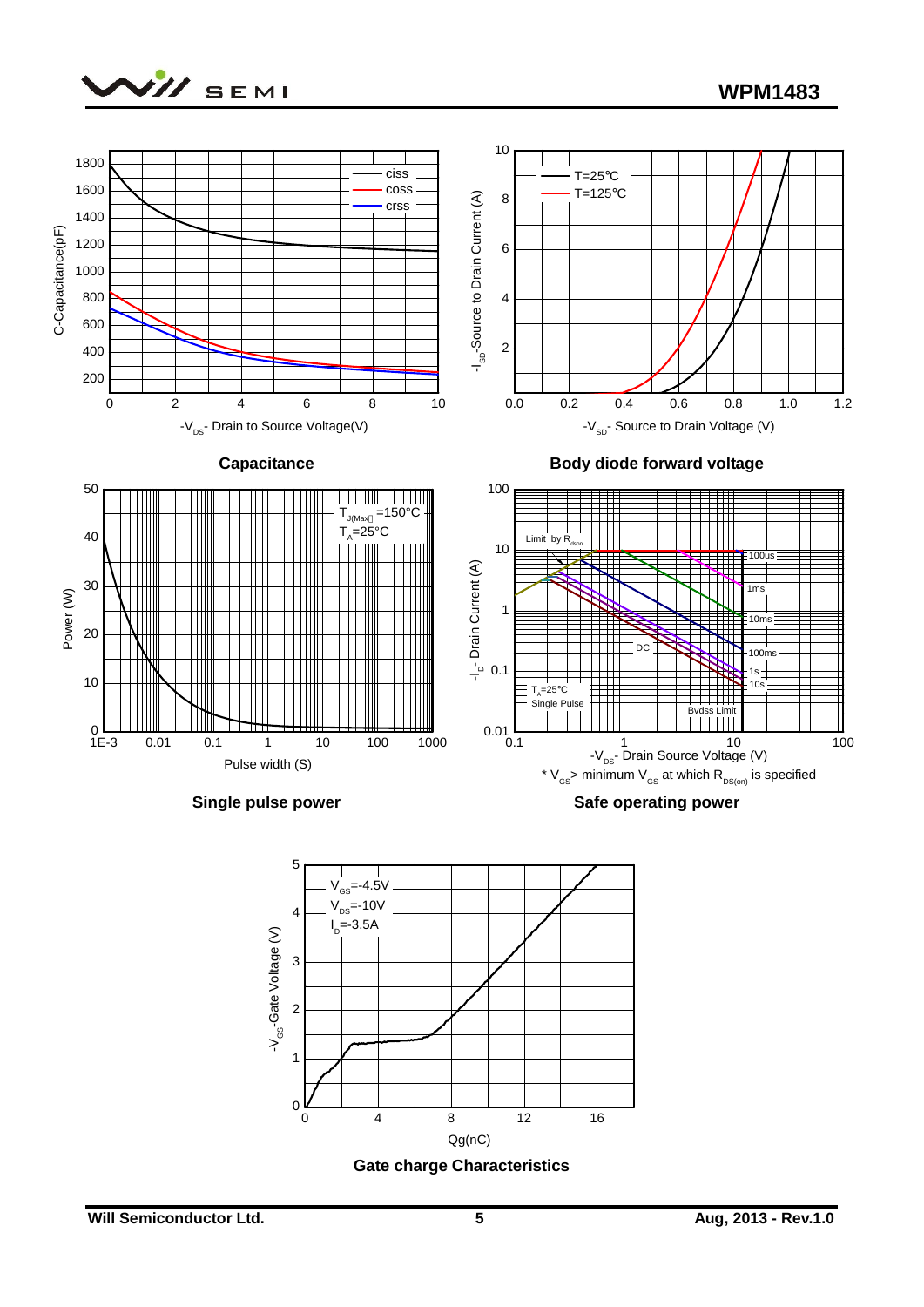Capacitance

Body diode forward voltage

Single pulse power

Safe operating power

Gate charge Characteristics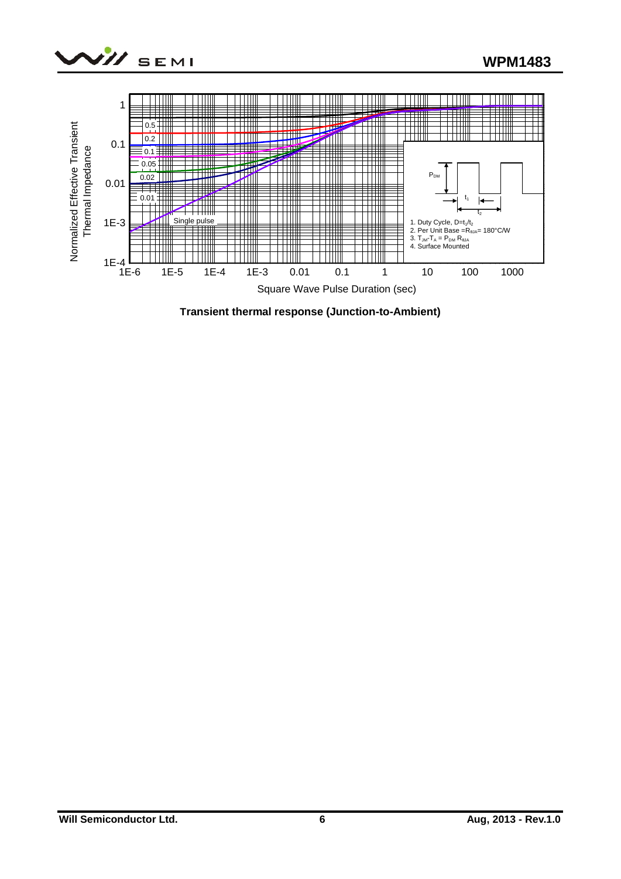**Transient thermal response (Junction-to-Ambient)**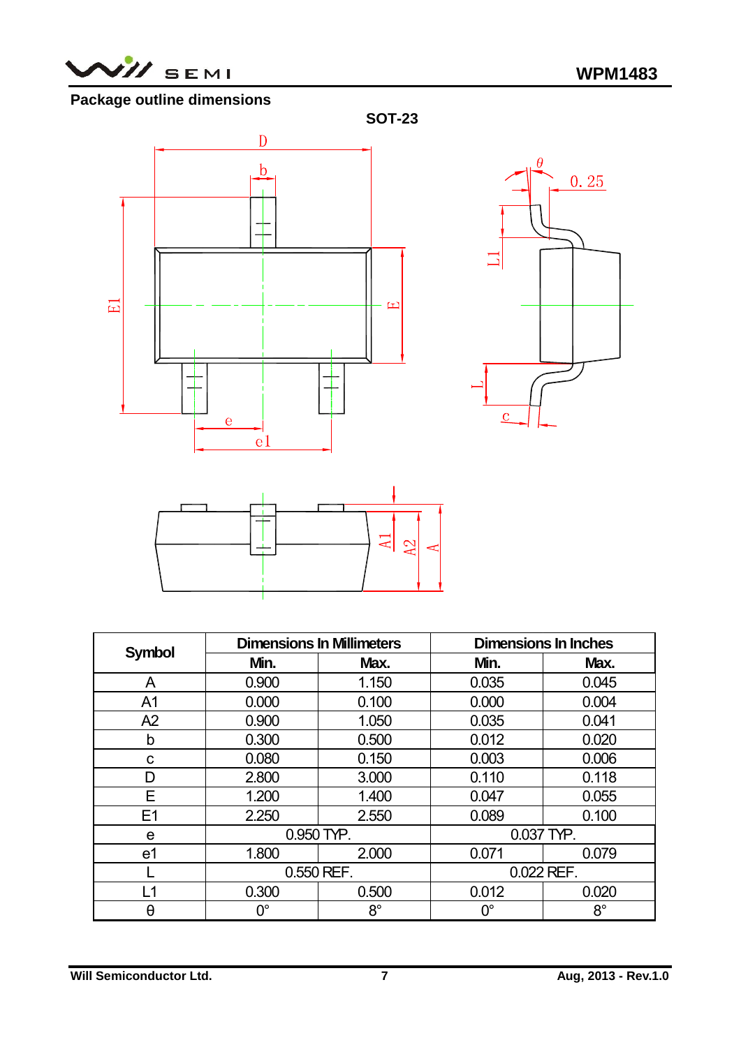## Package outline dimensions

SOT-23

D
b
E1
E
e
e1
θ
0.25
L1
L
c
A1
A2
A

| Symbol | Dimensions In Millimeters | | Dimensions In Inches | |
|---|---|---|---|---|
| | Min. | Max. | Min. | Max. |
| A | 0.900 | 1.150 | 0.035 | 0.045 |
| A1 | 0.000 | 0.100 | 0.000 | 0.004 |
| A2 | 0.900 | 1.050 | 0.035 | 0.041 |
| b | 0.300 | 0.500 | 0.012 | 0.020 |
| c | 0.080 | 0.150 | 0.003 | 0.006 |
| D | 2.800 | 3.000 | 0.110 | 0.118 |
| E | 1.200 | 1.400 | 0.047 | 0.055 |
| E1 | 2.250 | 2.550 | 0.089 | 0.100 |
| e | 0.950 TYP. | | 0.037 TYP. | |
| e1 | 1.800 | 2.000 | 0.071 | 0.079 |
| L | 0.550 REF. | | 0.022 REF. | |
| L1 | 0.300 | 0.500 | 0.012 | 0.020 |
| θ | 0° | 8° | 0° | 8° |